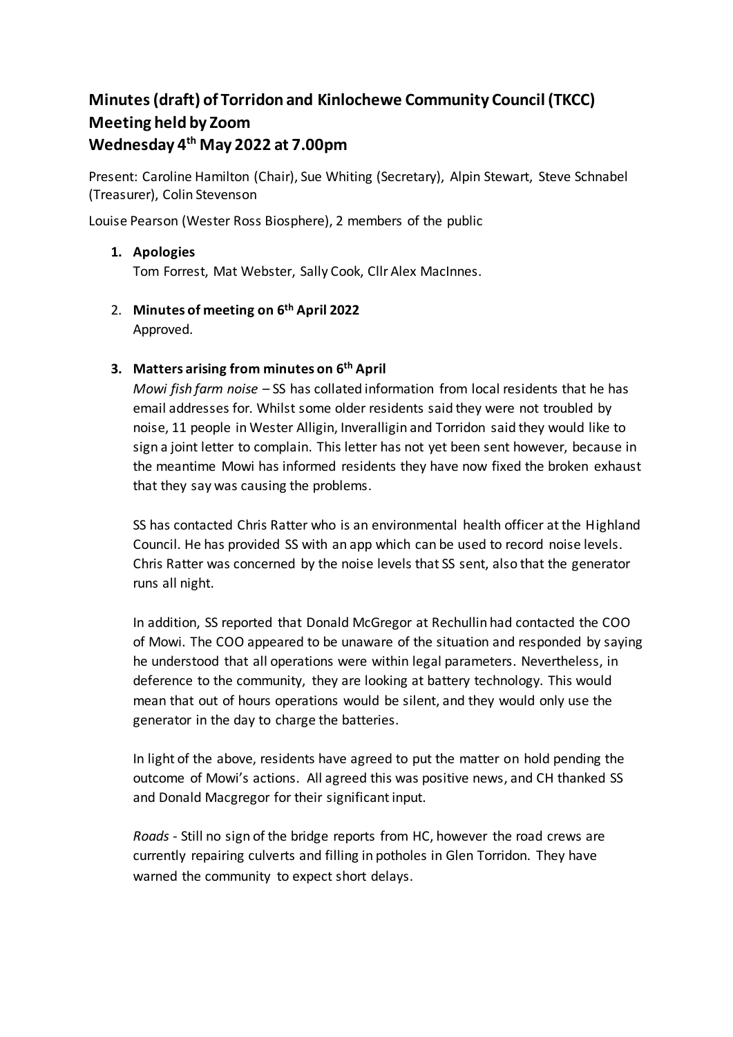# Minutes (draft) of Torridon and Kinlochewe Community Council (TKCC) Meeting held by Zoom Wednesday 4th May 2022 at 7.00pm

Present: Caroline Hamilton (Chair), Sue Whiting (Secretary), Alpin Stewart, Steve Schnabel (Treasurer), Colin Stevenson

Louise Pearson (Wester Ross Biosphere), 2 members of the public

1. **Apologies**
   Tom Forrest, Mat Webster, Sally Cook, Cllr Alex MacInnes.

2. **Minutes of meeting on 6th April 2022**
   Approved.

3. **Matters arising from minutes on 6th April**
   *Mowi fish farm noise* – SS has collated information from local residents that he has email addresses for. Whilst some older residents said they were not troubled by noise, 11 people in Wester Alligin, Inveralligin and Torridon said they would like to sign a joint letter to complain. This letter has not yet been sent however, because in the meantime Mowi has informed residents they have now fixed the broken exhaust that they say was causing the problems.

   SS has contacted Chris Ratter who is an environmental health officer at the Highland Council. He has provided SS with an app which can be used to record noise levels. Chris Ratter was concerned by the noise levels that SS sent, also that the generator runs all night.

   In addition, SS reported that Donald McGregor at Rechullin had contacted the COO of Mowi. The COO appeared to be unaware of the situation and responded by saying he understood that all operations were within legal parameters. Nevertheless, in deference to the community, they are looking at battery technology. This would mean that out of hours operations would be silent, and they would only use the generator in the day to charge the batteries.

   In light of the above, residents have agreed to put the matter on hold pending the outcome of Mowi's actions. All agreed this was positive news, and CH thanked SS and Donald Macgregor for their significant input.

   *Roads* - Still no sign of the bridge reports from HC, however the road crews are currently repairing culverts and filling in potholes in Glen Torridon. They have warned the community to expect short delays.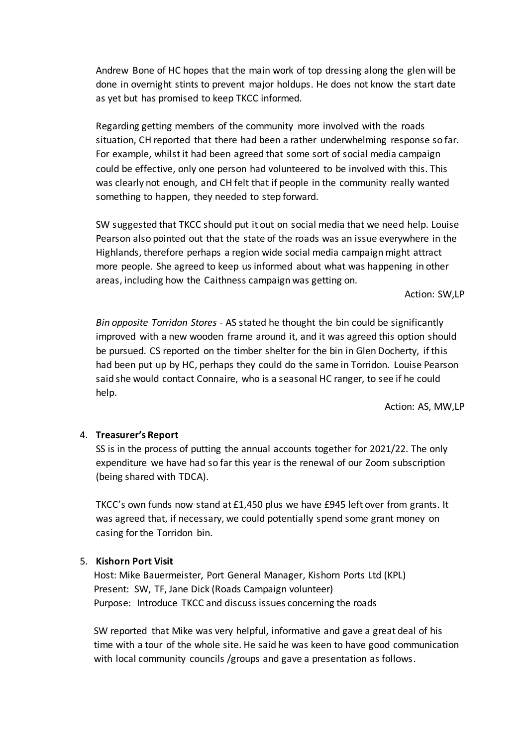Andrew Bone of HC hopes that the main work of top dressing along the glen will be done in overnight stints to prevent major holdups. He does not know the start date as yet but has promised to keep TKCC informed.

Regarding getting members of the community more involved with the roads situation, CH reported that there had been a rather underwhelming response so far. For example, whilst it had been agreed that some sort of social media campaign could be effective, only one person had volunteered to be involved with this. This was clearly not enough, and CH felt that if people in the community really wanted something to happen, they needed to step forward.

SW suggested that TKCC should put it out on social media that we need help. Louise Pearson also pointed out that the state of the roads was an issue everywhere in the Highlands, therefore perhaps a region wide social media campaign might attract more people. She agreed to keep us informed about what was happening in other areas, including how the Caithness campaign was getting on.

Action: SW,LP

*Bin opposite Torridon Stores* - AS stated he thought the bin could be significantly improved with a new wooden frame around it, and it was agreed this option should be pursued. CS reported on the timber shelter for the bin in Glen Docherty, if this had been put up by HC, perhaps they could do the same in Torridon. Louise Pearson said she would contact Connaire, who is a seasonal HC ranger, to see if he could help.

Action: AS, MW,LP

4. **Treasurer's Report**

SS is in the process of putting the annual accounts together for 2021/22. The only expenditure we have had so far this year is the renewal of our Zoom subscription (being shared with TDCA).

TKCC's own funds now stand at £1,450 plus we have £945 left over from grants. It was agreed that, if necessary, we could potentially spend some grant money on casing for the Torridon bin.

5. **Kishorn Port Visit**

Host: Mike Bauermeister, Port General Manager, Kishorn Ports Ltd (KPL)
Present: SW, TF, Jane Dick (Roads Campaign volunteer)
Purpose: Introduce TKCC and discuss issues concerning the roads

SW reported that Mike was very helpful, informative and gave a great deal of his time with a tour of the whole site. He said he was keen to have good communication with local community councils /groups and gave a presentation as follows.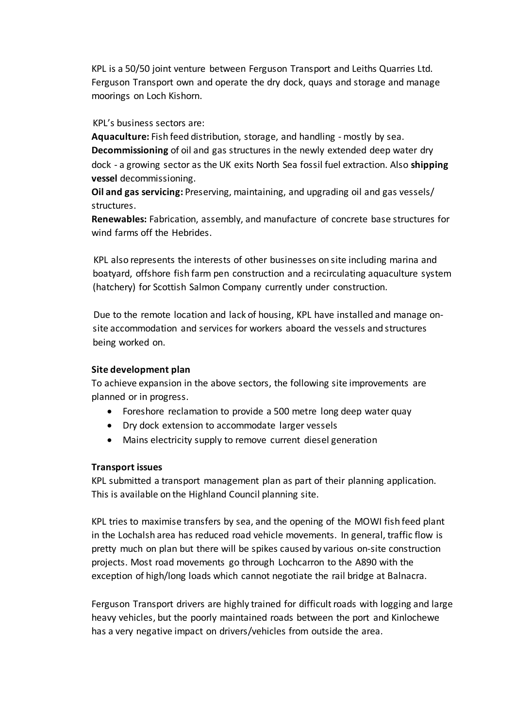KPL is a 50/50 joint venture between Ferguson Transport and Leiths Quarries Ltd. Ferguson Transport own and operate the dry dock, quays and storage and manage moorings on Loch Kishorn.

KPL's business sectors are:

**Aquaculture:** Fish feed distribution, storage, and handling - mostly by sea.

**Decommissioning** of oil and gas structures in the newly extended deep water dry dock - a growing sector as the UK exits North Sea fossil fuel extraction. Also **shipping vessel** decommissioning.

**Oil and gas servicing:** Preserving, maintaining, and upgrading oil and gas vessels/ structures.

**Renewables:** Fabrication, assembly, and manufacture of concrete base structures for wind farms off the Hebrides.

KPL also represents the interests of other businesses on site including marina and boatyard, offshore fish farm pen construction and a recirculating aquaculture system (hatchery) for Scottish Salmon Company currently under construction.

Due to the remote location and lack of housing, KPL have installed and manage on-site accommodation and services for workers aboard the vessels and structures being worked on.

**Site development plan**

To achieve expansion in the above sectors, the following site improvements are planned or in progress.

- Foreshore reclamation to provide a 500 metre long deep water quay
- Dry dock extension to accommodate larger vessels
- Mains electricity supply to remove current diesel generation

**Transport issues**

KPL submitted a transport management plan as part of their planning application. This is available on the Highland Council planning site.

KPL tries to maximise transfers by sea, and the opening of the MOWI fish feed plant in the Lochalsh area has reduced road vehicle movements. In general, traffic flow is pretty much on plan but there will be spikes caused by various on-site construction projects. Most road movements go through Lochcarron to the A890 with the exception of high/long loads which cannot negotiate the rail bridge at Balnacra.

Ferguson Transport drivers are highly trained for difficult roads with logging and large heavy vehicles, but the poorly maintained roads between the port and Kinlochewe has a very negative impact on drivers/vehicles from outside the area.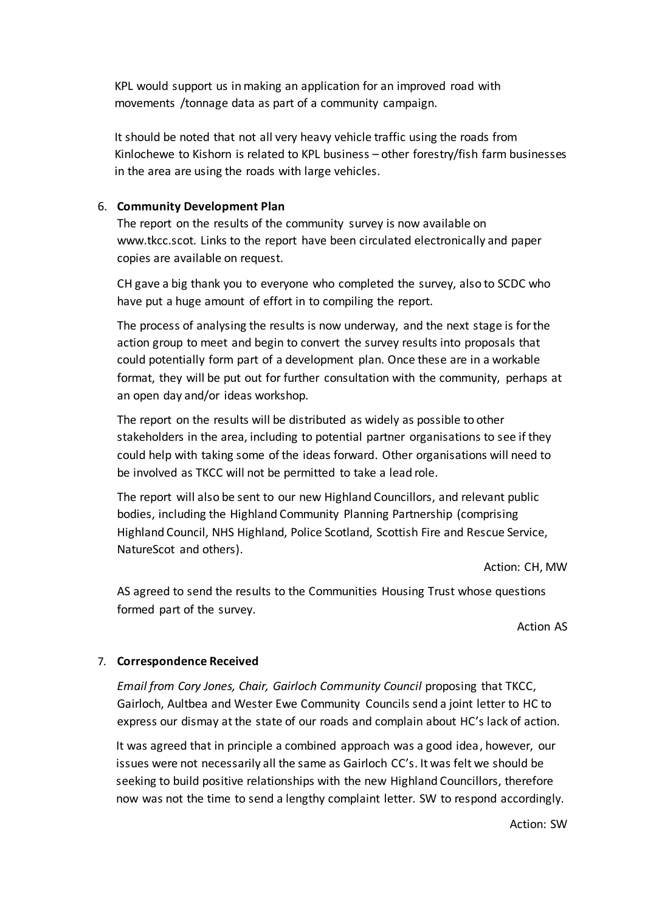KPL would support us in making an application for an improved road with movements /tonnage data as part of a community campaign.

It should be noted that not all very heavy vehicle traffic using the roads from Kinlochewe to Kishorn is related to KPL business – other forestry/fish farm businesses in the area are using the roads with large vehicles.

6. **Community Development Plan**

   The report on the results of the community survey is now available on www.tkcc.scot. Links to the report have been circulated electronically and paper copies are available on request.

   CH gave a big thank you to everyone who completed the survey, also to SCDC who have put a huge amount of effort in to compiling the report.

   The process of analysing the results is now underway, and the next stage is for the action group to meet and begin to convert the survey results into proposals that could potentially form part of a development plan. Once these are in a workable format, they will be put out for further consultation with the community, perhaps at an open day and/or ideas workshop.

   The report on the results will be distributed as widely as possible to other stakeholders in the area, including to potential partner organisations to see if they could help with taking some of the ideas forward. Other organisations will need to be involved as TKCC will not be permitted to take a lead role.

   The report will also be sent to our new Highland Councillors, and relevant public bodies, including the Highland Community Planning Partnership (comprising Highland Council, NHS Highland, Police Scotland, Scottish Fire and Rescue Service, NatureScot and others).

   Action: CH, MW

   AS agreed to send the results to the Communities Housing Trust whose questions formed part of the survey.

   Action AS

7. **Correspondence Received**

   *Email from Cory Jones, Chair, Gairloch Community Council* proposing that TKCC, Gairloch, Aultbea and Wester Ewe Community Councils send a joint letter to HC to express our dismay at the state of our roads and complain about HC's lack of action.

   It was agreed that in principle a combined approach was a good idea, however, our issues were not necessarily all the same as Gairloch CC's. It was felt we should be seeking to build positive relationships with the new Highland Councillors, therefore now was not the time to send a lengthy complaint letter. SW to respond accordingly.

   Action: SW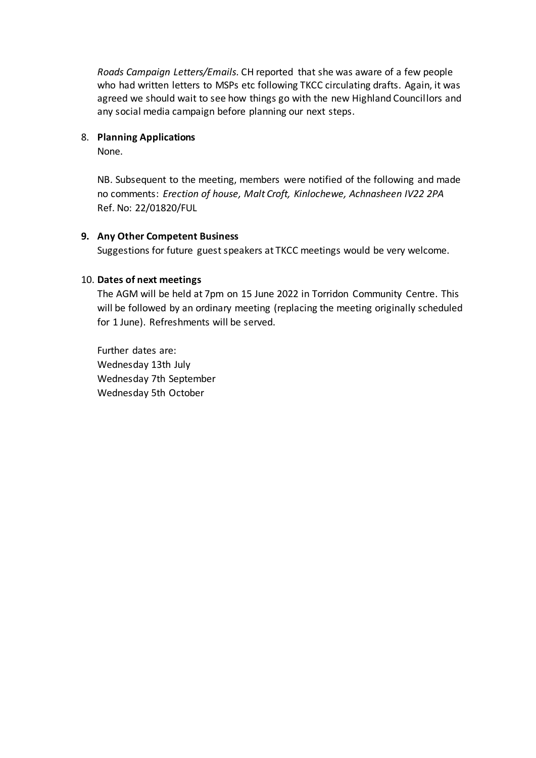*Roads Campaign Letters/Emails.* CH reported that she was aware of a few people who had written letters to MSPs etc following TKCC circulating drafts. Again, it was agreed we should wait to see how things go with the new Highland Councillors and any social media campaign before planning our next steps.

8. **Planning Applications**

   None.

   NB. Subsequent to the meeting, members were notified of the following and made no comments: *Erection of house, Malt Croft, Kinlochewe, Achnasheen IV22 2PA* Ref. No: 22/01820/FUL

9. **Any Other Competent Business**

   Suggestions for future guest speakers at TKCC meetings would be very welcome.

10. **Dates of next meetings**

    The AGM will be held at 7pm on 15 June 2022 in Torridon Community Centre. This will be followed by an ordinary meeting (replacing the meeting originally scheduled for 1 June). Refreshments will be served.

    Further dates are:
    Wednesday 13th July
    Wednesday 7th September
    Wednesday 5th October